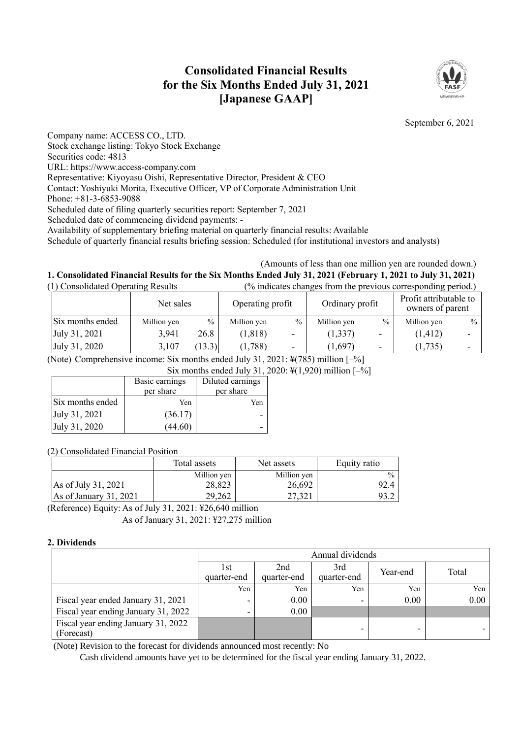# Consolidated Financial Results for the Six Months Ended July 31, 2021 [Japanese GAAP]

September 6, 2021

Company name: ACCESS CO., LTD.
Stock exchange listing: Tokyo Stock Exchange
Securities code: 4813
URL: https://www.access-company.com
Representative: Kiyoyasu Oishi, Representative Director, President & CEO
Contact: Yoshiyuki Morita, Executive Officer, VP of Corporate Administration Unit
Phone: +81-3-6853-9088
Scheduled date of filing quarterly securities report: September 7, 2021
Scheduled date of commencing dividend payments: -
Availability of supplementary briefing material on quarterly financial results: Available
Schedule of quarterly financial results briefing session: Scheduled (for institutional investors and analysts)

(Amounts of less than one million yen are rounded down.)

## 1. Consolidated Financial Results for the Six Months Ended July 31, 2021 (February 1, 2021 to July 31, 2021)

(1) Consolidated Operating Results (% indicates changes from the previous corresponding period.)

| | Net sales | | Operating profit | | Ordinary profit | | Profit attributable to owners of parent | |
|---|---|---|---|---|---|---|---|---|
| Six months ended | Million yen | % | Million yen | % | Million yen | % | Million yen | % |
| July 31, 2021 | 3,941 | 26.8 | (1,818) | - | (1,337) | - | (1,412) | - |
| July 31, 2020 | 3,107 | (13.3) | (1,788) | - | (1,697) | - | (1,735) | - |

(Note) Comprehensive income: Six months ended July 31, 2021: ¥(785) million [–%]
Six months ended July 31, 2020: ¥(1,920) million [–%]

| | Basic earnings per share | Diluted earnings per share |
|---|---|---|
| Six months ended | Yen | Yen |
| July 31, 2021 | (36.17) | - |
| July 31, 2020 | (44.60) | - |

(2) Consolidated Financial Position

| | Total assets | Net assets | Equity ratio |
|---|---|---|---|
| | Million yen | Million yen | % |
| As of July 31, 2021 | 28,823 | 26,692 | 92.4 |
| As of January 31, 2021 | 29,262 | 27,321 | 93.2 |

(Reference) Equity: As of July 31, 2021: ¥26,640 million
As of January 31, 2021: ¥27,275 million

## 2. Dividends

| | Annual dividends | | | | |
|---|---|---|---|---|---|
| | 1st quarter-end | 2nd quarter-end | 3rd quarter-end | Year-end | Total |
| | Yen | Yen | Yen | Yen | Yen |
| Fiscal year ended January 31, 2021 | - | 0.00 | - | 0.00 | 0.00 |
| Fiscal year ending January 31, 2022 | - | 0.00 | | | |
| Fiscal year ending January 31, 2022 (Forecast) | | | - | - | - |

(Note) Revision to the forecast for dividends announced most recently: No
Cash dividend amounts have yet to be determined for the fiscal year ending January 31, 2022.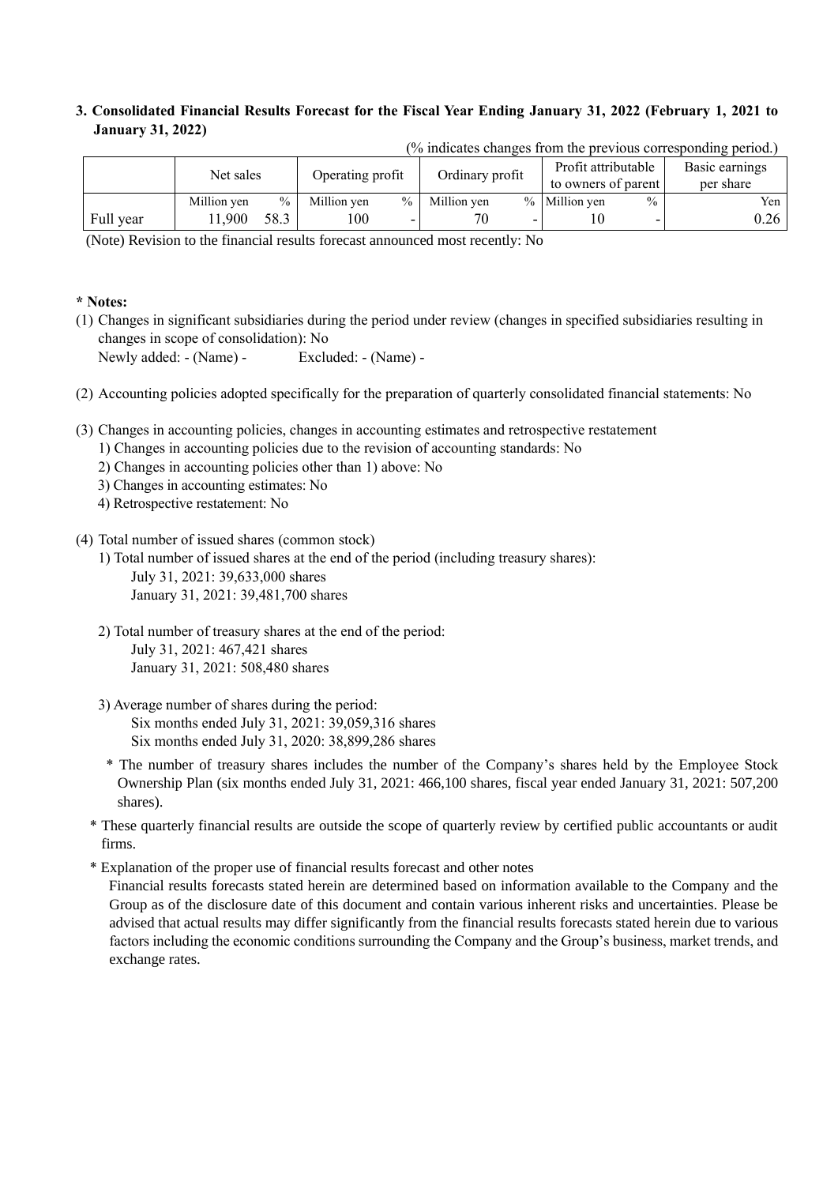## 3. Consolidated Financial Results Forecast for the Fiscal Year Ending January 31, 2022 (February 1, 2021 to January 31, 2022)

(% indicates changes from the previous corresponding period.)

| | Net sales | | Operating profit | | Ordinary profit | | Profit attributable to owners of parent | | Basic earnings per share |
|---|---|---|---|---|---|---|---|---|---|
| | Million yen | % | Million yen | % | Million yen | % | Million yen | % | Yen |
| Full year | 11,900 | 58.3 | 100 | - | 70 | - | 10 | - | 0.26 |

(Note) Revision to the financial results forecast announced most recently: No

**\* Notes:**

(1) Changes in significant subsidiaries during the period under review (changes in specified subsidiaries resulting in changes in scope of consolidation): No

Newly added: - (Name) - Excluded: - (Name) -

(2) Accounting policies adopted specifically for the preparation of quarterly consolidated financial statements: No

(3) Changes in accounting policies, changes in accounting estimates and retrospective restatement

1) Changes in accounting policies due to the revision of accounting standards: No
2) Changes in accounting policies other than 1) above: No
3) Changes in accounting estimates: No
4) Retrospective restatement: No

(4) Total number of issued shares (common stock)

1) Total number of issued shares at the end of the period (including treasury shares):
   July 31, 2021: 39,633,000 shares
   January 31, 2021: 39,481,700 shares

2) Total number of treasury shares at the end of the period:
   July 31, 2021: 467,421 shares
   January 31, 2021: 508,480 shares

3) Average number of shares during the period:
   Six months ended July 31, 2021: 39,059,316 shares
   Six months ended July 31, 2020: 38,899,286 shares

\* The number of treasury shares includes the number of the Company's shares held by the Employee Stock Ownership Plan (six months ended July 31, 2021: 466,100 shares, fiscal year ended January 31, 2021: 507,200 shares).

\* These quarterly financial results are outside the scope of quarterly review by certified public accountants or audit firms.

\* Explanation of the proper use of financial results forecast and other notes

Financial results forecasts stated herein are determined based on information available to the Company and the Group as of the disclosure date of this document and contain various inherent risks and uncertainties. Please be advised that actual results may differ significantly from the financial results forecasts stated herein due to various factors including the economic conditions surrounding the Company and the Group's business, market trends, and exchange rates.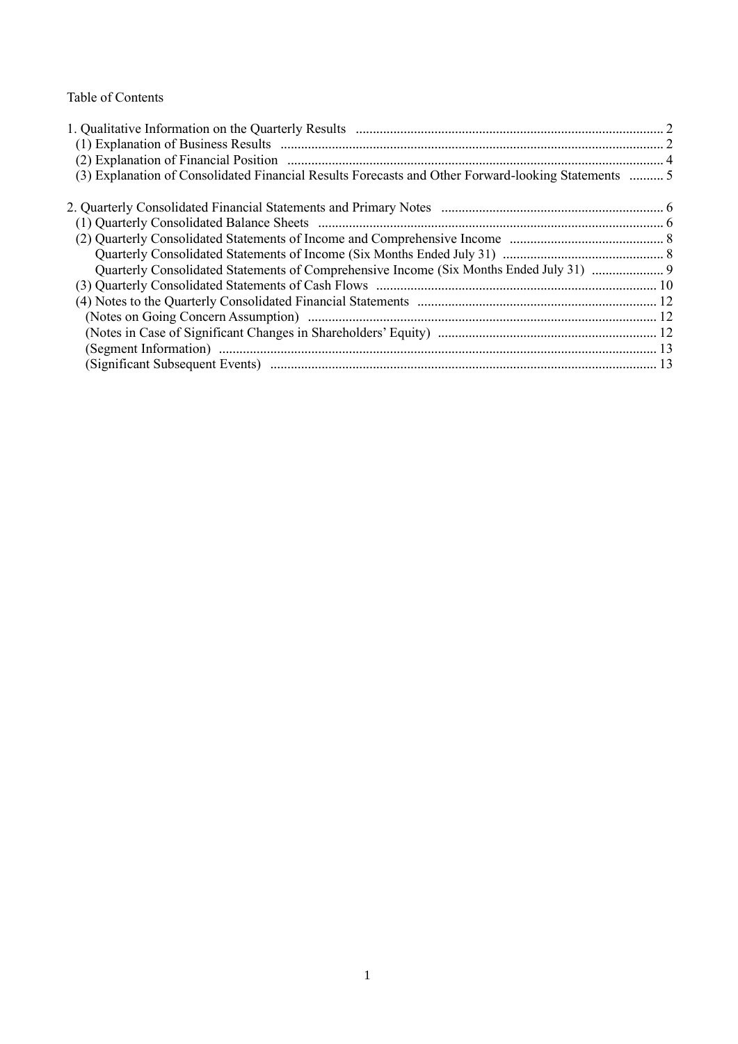Table of Contents

1. Qualitative Information on the Quarterly Results ........ 2
   (1) Explanation of Business Results ........ 2
   (2) Explanation of Financial Position ........ 4
   (3) Explanation of Consolidated Financial Results Forecasts and Other Forward-looking Statements ........ 5

2. Quarterly Consolidated Financial Statements and Primary Notes ........ 6
   (1) Quarterly Consolidated Balance Sheets ........ 6
   (2) Quarterly Consolidated Statements of Income and Comprehensive Income ........ 8
      Quarterly Consolidated Statements of Income (Six Months Ended July 31) ........ 8
      Quarterly Consolidated Statements of Comprehensive Income (Six Months Ended July 31) ........ 9
   (3) Quarterly Consolidated Statements of Cash Flows ........ 10
   (4) Notes to the Quarterly Consolidated Financial Statements ........ 12
      (Notes on Going Concern Assumption) ........ 12
      (Notes in Case of Significant Changes in Shareholders' Equity) ........ 12
      (Segment Information) ........ 13
      (Significant Subsequent Events) ........ 13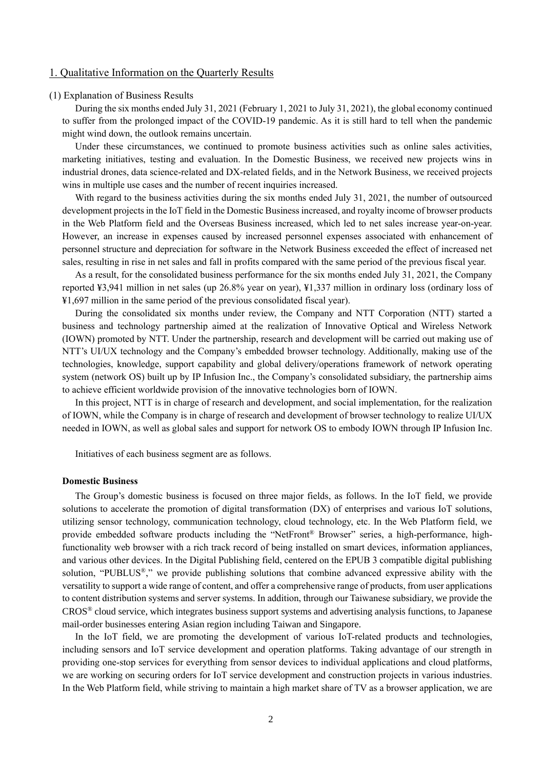## 1. Qualitative Information on the Quarterly Results

### (1) Explanation of Business Results

During the six months ended July 31, 2021 (February 1, 2021 to July 31, 2021), the global economy continued to suffer from the prolonged impact of the COVID-19 pandemic. As it is still hard to tell when the pandemic might wind down, the outlook remains uncertain.

Under these circumstances, we continued to promote business activities such as online sales activities, marketing initiatives, testing and evaluation. In the Domestic Business, we received new projects wins in industrial drones, data science-related and DX-related fields, and in the Network Business, we received projects wins in multiple use cases and the number of recent inquiries increased.

With regard to the business activities during the six months ended July 31, 2021, the number of outsourced development projects in the IoT field in the Domestic Business increased, and royalty income of browser products in the Web Platform field and the Overseas Business increased, which led to net sales increase year-on-year. However, an increase in expenses caused by increased personnel expenses associated with enhancement of personnel structure and depreciation for software in the Network Business exceeded the effect of increased net sales, resulting in rise in net sales and fall in profits compared with the same period of the previous fiscal year.

As a result, for the consolidated business performance for the six months ended July 31, 2021, the Company reported ¥3,941 million in net sales (up 26.8% year on year), ¥1,337 million in ordinary loss (ordinary loss of ¥1,697 million in the same period of the previous consolidated fiscal year).

During the consolidated six months under review, the Company and NTT Corporation (NTT) started a business and technology partnership aimed at the realization of Innovative Optical and Wireless Network (IOWN) promoted by NTT. Under the partnership, research and development will be carried out making use of NTT's UI/UX technology and the Company's embedded browser technology. Additionally, making use of the technologies, knowledge, support capability and global delivery/operations framework of network operating system (network OS) built up by IP Infusion Inc., the Company's consolidated subsidiary, the partnership aims to achieve efficient worldwide provision of the innovative technologies born of IOWN.

In this project, NTT is in charge of research and development, and social implementation, for the realization of IOWN, while the Company is in charge of research and development of browser technology to realize UI/UX needed in IOWN, as well as global sales and support for network OS to embody IOWN through IP Infusion Inc.

Initiatives of each business segment are as follows.

**Domestic Business**

The Group's domestic business is focused on three major fields, as follows. In the IoT field, we provide solutions to accelerate the promotion of digital transformation (DX) of enterprises and various IoT solutions, utilizing sensor technology, communication technology, cloud technology, etc. In the Web Platform field, we provide embedded software products including the "NetFront® Browser" series, a high-performance, high-functionality web browser with a rich track record of being installed on smart devices, information appliances, and various other devices. In the Digital Publishing field, centered on the EPUB 3 compatible digital publishing solution, "PUBLUS®," we provide publishing solutions that combine advanced expressive ability with the versatility to support a wide range of content, and offer a comprehensive range of products, from user applications to content distribution systems and server systems. In addition, through our Taiwanese subsidiary, we provide the CROS® cloud service, which integrates business support systems and advertising analysis functions, to Japanese mail-order businesses entering Asian region including Taiwan and Singapore.

In the IoT field, we are promoting the development of various IoT-related products and technologies, including sensors and IoT service development and operation platforms. Taking advantage of our strength in providing one-stop services for everything from sensor devices to individual applications and cloud platforms, we are working on securing orders for IoT service development and construction projects in various industries. In the Web Platform field, while striving to maintain a high market share of TV as a browser application, we are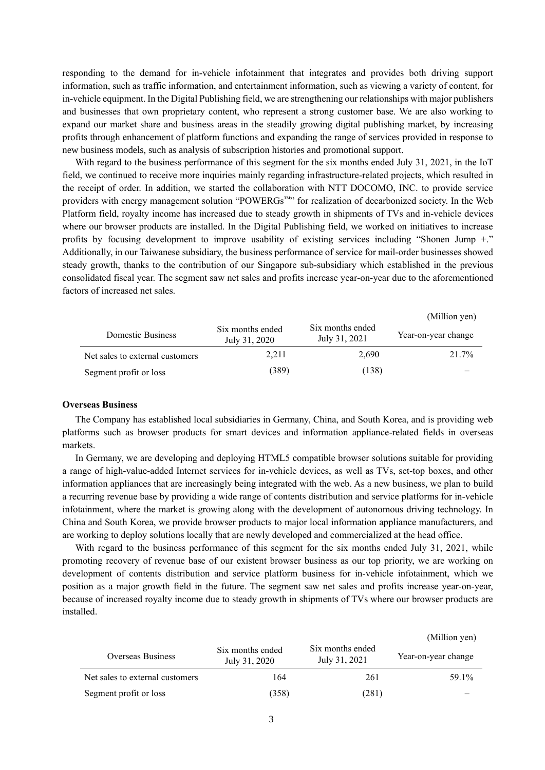responding to the demand for in-vehicle infotainment that integrates and provides both driving support information, such as traffic information, and entertainment information, such as viewing a variety of content, for in-vehicle equipment. In the Digital Publishing field, we are strengthening our relationships with major publishers and businesses that own proprietary content, who represent a strong customer base. We are also working to expand our market share and business areas in the steadily growing digital publishing market, by increasing profits through enhancement of platform functions and expanding the range of services provided in response to new business models, such as analysis of subscription histories and promotional support.

With regard to the business performance of this segment for the six months ended July 31, 2021, in the IoT field, we continued to receive more inquiries mainly regarding infrastructure-related projects, which resulted in the receipt of order. In addition, we started the collaboration with NTT DOCOMO, INC. to provide service providers with energy management solution "POWERGs™" for realization of decarbonized society. In the Web Platform field, royalty income has increased due to steady growth in shipments of TVs and in-vehicle devices where our browser products are installed. In the Digital Publishing field, we worked on initiatives to increase profits by focusing development to improve usability of existing services including "Shonen Jump +." Additionally, in our Taiwanese subsidiary, the business performance of service for mail-order businesses showed steady growth, thanks to the contribution of our Singapore sub-subsidiary which established in the previous consolidated fiscal year. The segment saw net sales and profits increase year-on-year due to the aforementioned factors of increased net sales.

(Million yen)

| Domestic Business | Six months ended July 31, 2020 | Six months ended July 31, 2021 | Year-on-year change |
|---|---|---|---|
| Net sales to external customers | 2,211 | 2,690 | 21.7% |
| Segment profit or loss | (389) | (138) | – |

**Overseas Business**

The Company has established local subsidiaries in Germany, China, and South Korea, and is providing web platforms such as browser products for smart devices and information appliance-related fields in overseas markets.

In Germany, we are developing and deploying HTML5 compatible browser solutions suitable for providing a range of high-value-added Internet services for in-vehicle devices, as well as TVs, set-top boxes, and other information appliances that are increasingly being integrated with the web. As a new business, we plan to build a recurring revenue base by providing a wide range of contents distribution and service platforms for in-vehicle infotainment, where the market is growing along with the development of autonomous driving technology. In China and South Korea, we provide browser products to major local information appliance manufacturers, and are working to deploy solutions locally that are newly developed and commercialized at the head office.

With regard to the business performance of this segment for the six months ended July 31, 2021, while promoting recovery of revenue base of our existent browser business as our top priority, we are working on development of contents distribution and service platform business for in-vehicle infotainment, which we position as a major growth field in the future. The segment saw net sales and profits increase year-on-year, because of increased royalty income due to steady growth in shipments of TVs where our browser products are installed.

(Million yen)

| Overseas Business | Six months ended July 31, 2020 | Six months ended July 31, 2021 | Year-on-year change |
|---|---|---|---|
| Net sales to external customers | 164 | 261 | 59.1% |
| Segment profit or loss | (358) | (281) | – |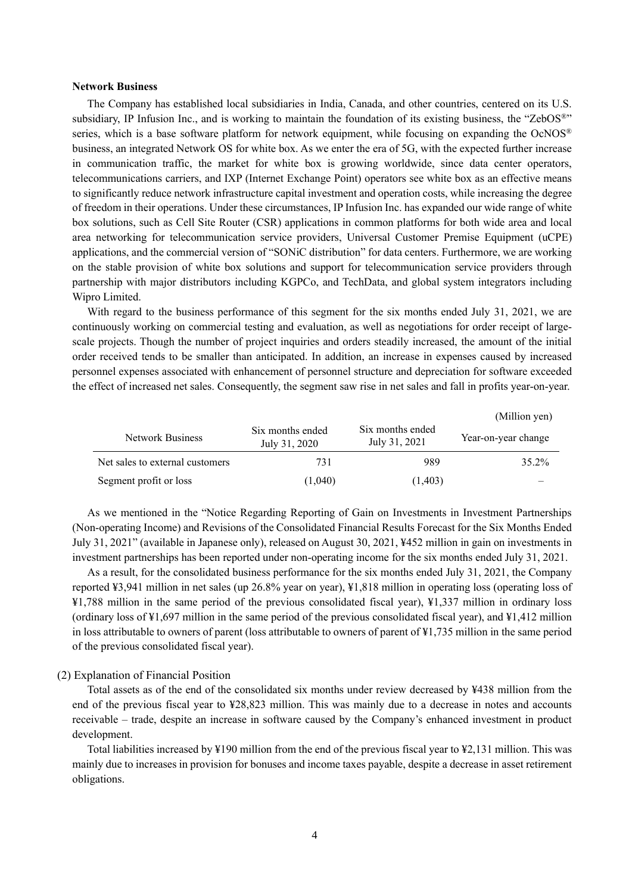**Network Business**

The Company has established local subsidiaries in India, Canada, and other countries, centered on its U.S. subsidiary, IP Infusion Inc., and is working to maintain the foundation of its existing business, the "ZebOS®" series, which is a base software platform for network equipment, while focusing on expanding the OcNOS® business, an integrated Network OS for white box. As we enter the era of 5G, with the expected further increase in communication traffic, the market for white box is growing worldwide, since data center operators, telecommunications carriers, and IXP (Internet Exchange Point) operators see white box as an effective means to significantly reduce network infrastructure capital investment and operation costs, while increasing the degree of freedom in their operations. Under these circumstances, IP Infusion Inc. has expanded our wide range of white box solutions, such as Cell Site Router (CSR) applications in common platforms for both wide area and local area networking for telecommunication service providers, Universal Customer Premise Equipment (uCPE) applications, and the commercial version of "SONiC distribution" for data centers. Furthermore, we are working on the stable provision of white box solutions and support for telecommunication service providers through partnership with major distributors including KGPCo, and TechData, and global system integrators including Wipro Limited.

With regard to the business performance of this segment for the six months ended July 31, 2021, we are continuously working on commercial testing and evaluation, as well as negotiations for order receipt of large-scale projects. Though the number of project inquiries and orders steadily increased, the amount of the initial order received tends to be smaller than anticipated. In addition, an increase in expenses caused by increased personnel expenses associated with enhancement of personnel structure and depreciation for software exceeded the effect of increased net sales. Consequently, the segment saw rise in net sales and fall in profits year-on-year.

(Million yen)

| Network Business | Six months ended July 31, 2020 | Six months ended July 31, 2021 | Year-on-year change |
|---|---|---|---|
| Net sales to external customers | 731 | 989 | 35.2% |
| Segment profit or loss | (1,040) | (1,403) | – |

As we mentioned in the "Notice Regarding Reporting of Gain on Investments in Investment Partnerships (Non-operating Income) and Revisions of the Consolidated Financial Results Forecast for the Six Months Ended July 31, 2021" (available in Japanese only), released on August 30, 2021, ¥452 million in gain on investments in investment partnerships has been reported under non-operating income for the six months ended July 31, 2021.

As a result, for the consolidated business performance for the six months ended July 31, 2021, the Company reported ¥3,941 million in net sales (up 26.8% year on year), ¥1,818 million in operating loss (operating loss of ¥1,788 million in the same period of the previous consolidated fiscal year), ¥1,337 million in ordinary loss (ordinary loss of ¥1,697 million in the same period of the previous consolidated fiscal year), and ¥1,412 million in loss attributable to owners of parent (loss attributable to owners of parent of ¥1,735 million in the same period of the previous consolidated fiscal year).

(2) Explanation of Financial Position

Total assets as of the end of the consolidated six months under review decreased by ¥438 million from the end of the previous fiscal year to ¥28,823 million. This was mainly due to a decrease in notes and accounts receivable – trade, despite an increase in software caused by the Company's enhanced investment in product development.

Total liabilities increased by ¥190 million from the end of the previous fiscal year to ¥2,131 million. This was mainly due to increases in provision for bonuses and income taxes payable, despite a decrease in asset retirement obligations.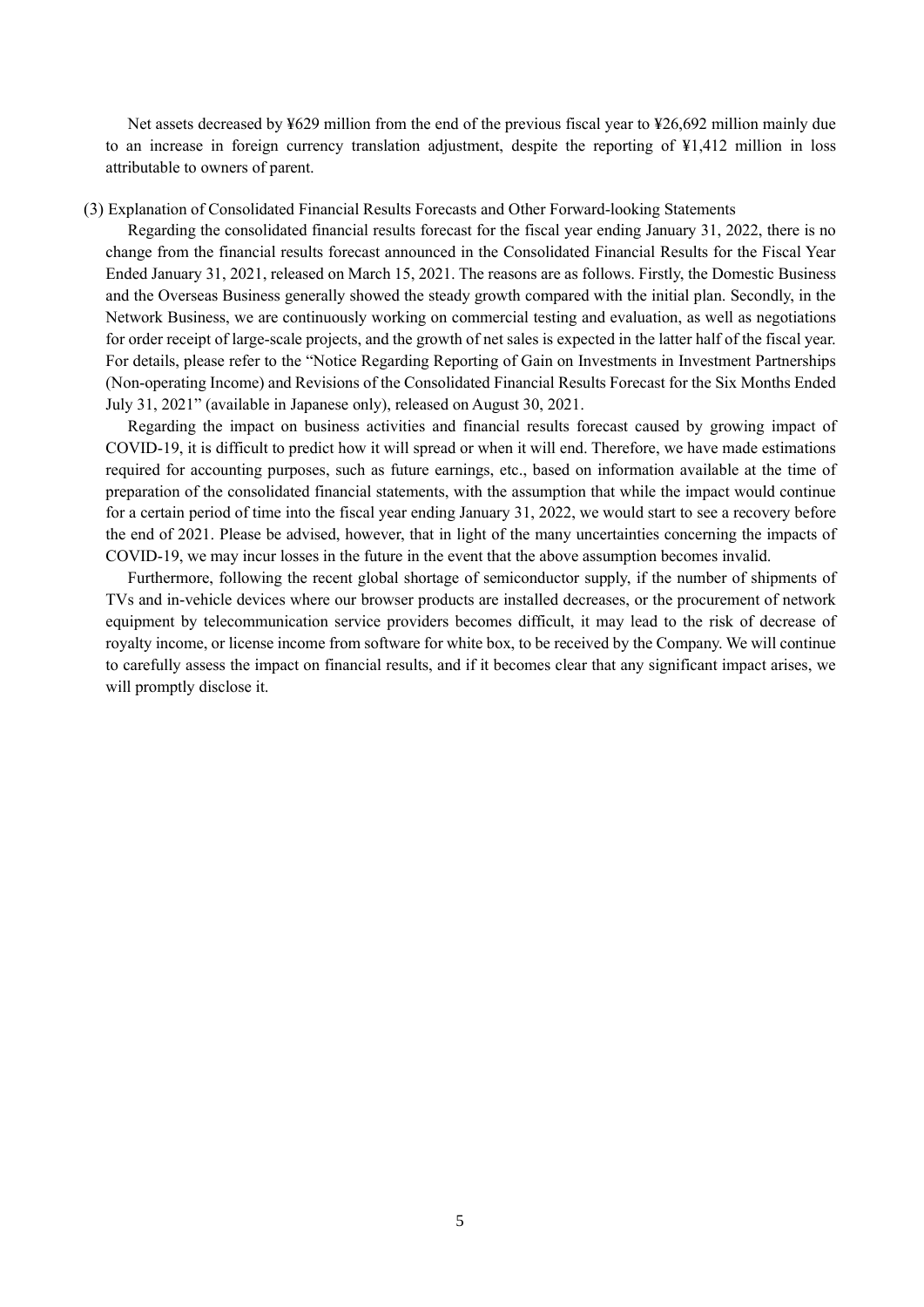Net assets decreased by ¥629 million from the end of the previous fiscal year to ¥26,692 million mainly due to an increase in foreign currency translation adjustment, despite the reporting of ¥1,412 million in loss attributable to owners of parent.

### (3) Explanation of Consolidated Financial Results Forecasts and Other Forward-looking Statements

Regarding the consolidated financial results forecast for the fiscal year ending January 31, 2022, there is no change from the financial results forecast announced in the Consolidated Financial Results for the Fiscal Year Ended January 31, 2021, released on March 15, 2021. The reasons are as follows. Firstly, the Domestic Business and the Overseas Business generally showed the steady growth compared with the initial plan. Secondly, in the Network Business, we are continuously working on commercial testing and evaluation, as well as negotiations for order receipt of large-scale projects, and the growth of net sales is expected in the latter half of the fiscal year. For details, please refer to the "Notice Regarding Reporting of Gain on Investments in Investment Partnerships (Non-operating Income) and Revisions of the Consolidated Financial Results Forecast for the Six Months Ended July 31, 2021" (available in Japanese only), released on August 30, 2021.

Regarding the impact on business activities and financial results forecast caused by growing impact of COVID-19, it is difficult to predict how it will spread or when it will end. Therefore, we have made estimations required for accounting purposes, such as future earnings, etc., based on information available at the time of preparation of the consolidated financial statements, with the assumption that while the impact would continue for a certain period of time into the fiscal year ending January 31, 2022, we would start to see a recovery before the end of 2021. Please be advised, however, that in light of the many uncertainties concerning the impacts of COVID-19, we may incur losses in the future in the event that the above assumption becomes invalid.

Furthermore, following the recent global shortage of semiconductor supply, if the number of shipments of TVs and in-vehicle devices where our browser products are installed decreases, or the procurement of network equipment by telecommunication service providers becomes difficult, it may lead to the risk of decrease of royalty income, or license income from software for white box, to be received by the Company. We will continue to carefully assess the impact on financial results, and if it becomes clear that any significant impact arises, we will promptly disclose it.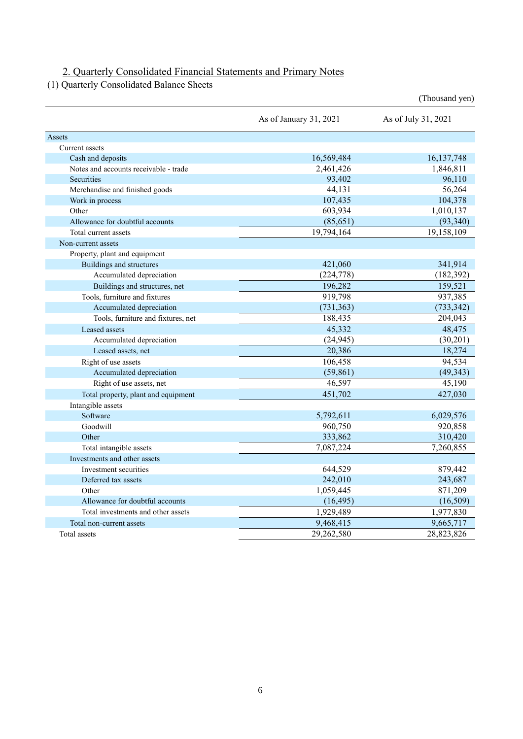## 2. Quarterly Consolidated Financial Statements and Primary Notes

### (1) Quarterly Consolidated Balance Sheets

(Thousand yen)

| | As of January 31, 2021 | As of July 31, 2021 |
|---|---|---|
| Assets | | |
| Current assets | | |
| Cash and deposits | 16,569,484 | 16,137,748 |
| Notes and accounts receivable - trade | 2,461,426 | 1,846,811 |
| Securities | 93,402 | 96,110 |
| Merchandise and finished goods | 44,131 | 56,264 |
| Work in process | 107,435 | 104,378 |
| Other | 603,934 | 1,010,137 |
| Allowance for doubtful accounts | (85,651) | (93,340) |
| Total current assets | 19,794,164 | 19,158,109 |
| Non-current assets | | |
| Property, plant and equipment | | |
| Buildings and structures | 421,060 | 341,914 |
| Accumulated depreciation | (224,778) | (182,392) |
| Buildings and structures, net | 196,282 | 159,521 |
| Tools, furniture and fixtures | 919,798 | 937,385 |
| Accumulated depreciation | (731,363) | (733,342) |
| Tools, furniture and fixtures, net | 188,435 | 204,043 |
| Leased assets | 45,332 | 48,475 |
| Accumulated depreciation | (24,945) | (30,201) |
| Leased assets, net | 20,386 | 18,274 |
| Right of use assets | 106,458 | 94,534 |
| Accumulated depreciation | (59,861) | (49,343) |
| Right of use assets, net | 46,597 | 45,190 |
| Total property, plant and equipment | 451,702 | 427,030 |
| Intangible assets | | |
| Software | 5,792,611 | 6,029,576 |
| Goodwill | 960,750 | 920,858 |
| Other | 333,862 | 310,420 |
| Total intangible assets | 7,087,224 | 7,260,855 |
| Investments and other assets | | |
| Investment securities | 644,529 | 879,442 |
| Deferred tax assets | 242,010 | 243,687 |
| Other | 1,059,445 | 871,209 |
| Allowance for doubtful accounts | (16,495) | (16,509) |
| Total investments and other assets | 1,929,489 | 1,977,830 |
| Total non-current assets | 9,468,415 | 9,665,717 |
| Total assets | 29,262,580 | 28,823,826 |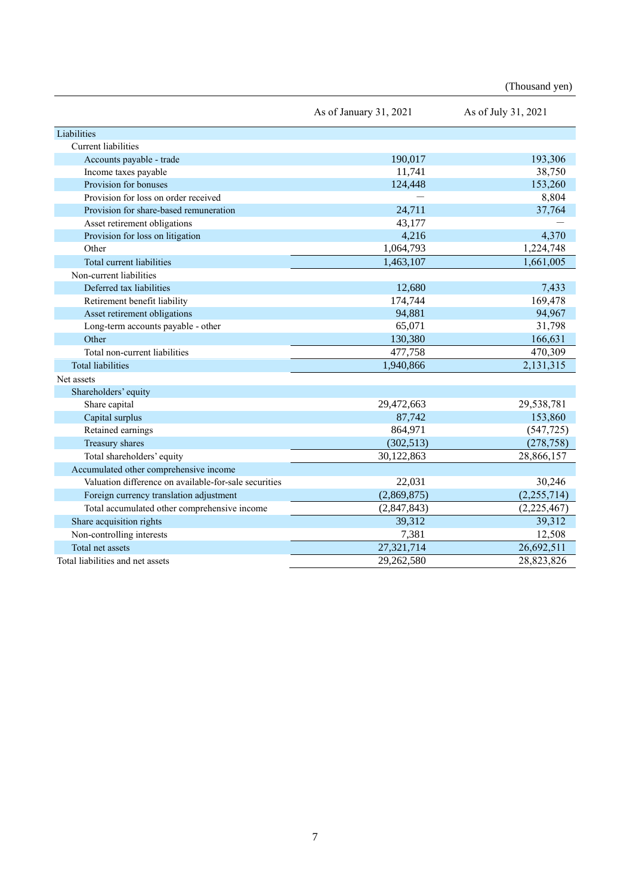(Thousand yen)

| | As of January 31, 2021 | As of July 31, 2021 |
|---|---|---|
| Liabilities | | |
| Current liabilities | | |
| Accounts payable - trade | 190,017 | 193,306 |
| Income taxes payable | 11,741 | 38,750 |
| Provision for bonuses | 124,448 | 153,260 |
| Provision for loss on order received | — | 8,804 |
| Provision for share-based remuneration | 24,711 | 37,764 |
| Asset retirement obligations | 43,177 | — |
| Provision for loss on litigation | 4,216 | 4,370 |
| Other | 1,064,793 | 1,224,748 |
| Total current liabilities | 1,463,107 | 1,661,005 |
| Non-current liabilities | | |
| Deferred tax liabilities | 12,680 | 7,433 |
| Retirement benefit liability | 174,744 | 169,478 |
| Asset retirement obligations | 94,881 | 94,967 |
| Long-term accounts payable - other | 65,071 | 31,798 |
| Other | 130,380 | 166,631 |
| Total non-current liabilities | 477,758 | 470,309 |
| Total liabilities | 1,940,866 | 2,131,315 |
| Net assets | | |
| Shareholders' equity | | |
| Share capital | 29,472,663 | 29,538,781 |
| Capital surplus | 87,742 | 153,860 |
| Retained earnings | 864,971 | (547,725) |
| Treasury shares | (302,513) | (278,758) |
| Total shareholders' equity | 30,122,863 | 28,866,157 |
| Accumulated other comprehensive income | | |
| Valuation difference on available-for-sale securities | 22,031 | 30,246 |
| Foreign currency translation adjustment | (2,869,875) | (2,255,714) |
| Total accumulated other comprehensive income | (2,847,843) | (2,225,467) |
| Share acquisition rights | 39,312 | 39,312 |
| Non-controlling interests | 7,381 | 12,508 |
| Total net assets | 27,321,714 | 26,692,511 |
| Total liabilities and net assets | 29,262,580 | 28,823,826 |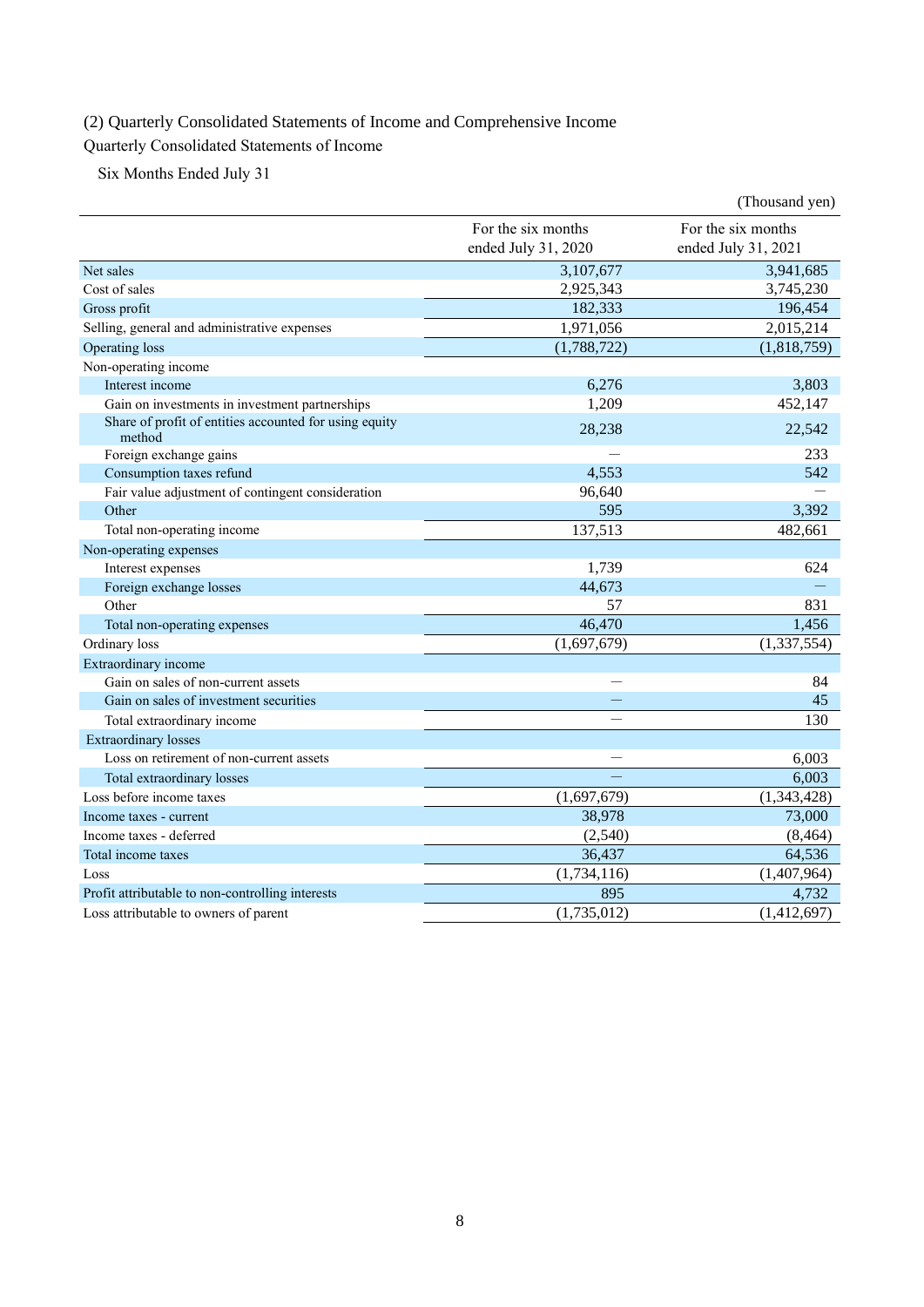(2) Quarterly Consolidated Statements of Income and Comprehensive Income

Quarterly Consolidated Statements of Income

Six Months Ended July 31

(Thousand yen)

| | For the six months ended July 31, 2020 | For the six months ended July 31, 2021 |
|---|---|---|
| Net sales | 3,107,677 | 3,941,685 |
| Cost of sales | 2,925,343 | 3,745,230 |
| Gross profit | 182,333 | 196,454 |
| Selling, general and administrative expenses | 1,971,056 | 2,015,214 |
| Operating loss | (1,788,722) | (1,818,759) |
| Non-operating income | | |
| Interest income | 6,276 | 3,803 |
| Gain on investments in investment partnerships | 1,209 | 452,147 |
| Share of profit of entities accounted for using equity method | 28,238 | 22,542 |
| Foreign exchange gains | — | 233 |
| Consumption taxes refund | 4,553 | 542 |
| Fair value adjustment of contingent consideration | 96,640 | — |
| Other | 595 | 3,392 |
| Total non-operating income | 137,513 | 482,661 |
| Non-operating expenses | | |
| Interest expenses | 1,739 | 624 |
| Foreign exchange losses | 44,673 | — |
| Other | 57 | 831 |
| Total non-operating expenses | 46,470 | 1,456 |
| Ordinary loss | (1,697,679) | (1,337,554) |
| Extraordinary income | | |
| Gain on sales of non-current assets | — | 84 |
| Gain on sales of investment securities | — | 45 |
| Total extraordinary income | — | 130 |
| Extraordinary losses | | |
| Loss on retirement of non-current assets | — | 6,003 |
| Total extraordinary losses | — | 6,003 |
| Loss before income taxes | (1,697,679) | (1,343,428) |
| Income taxes - current | 38,978 | 73,000 |
| Income taxes - deferred | (2,540) | (8,464) |
| Total income taxes | 36,437 | 64,536 |
| Loss | (1,734,116) | (1,407,964) |
| Profit attributable to non-controlling interests | 895 | 4,732 |
| Loss attributable to owners of parent | (1,735,012) | (1,412,697) |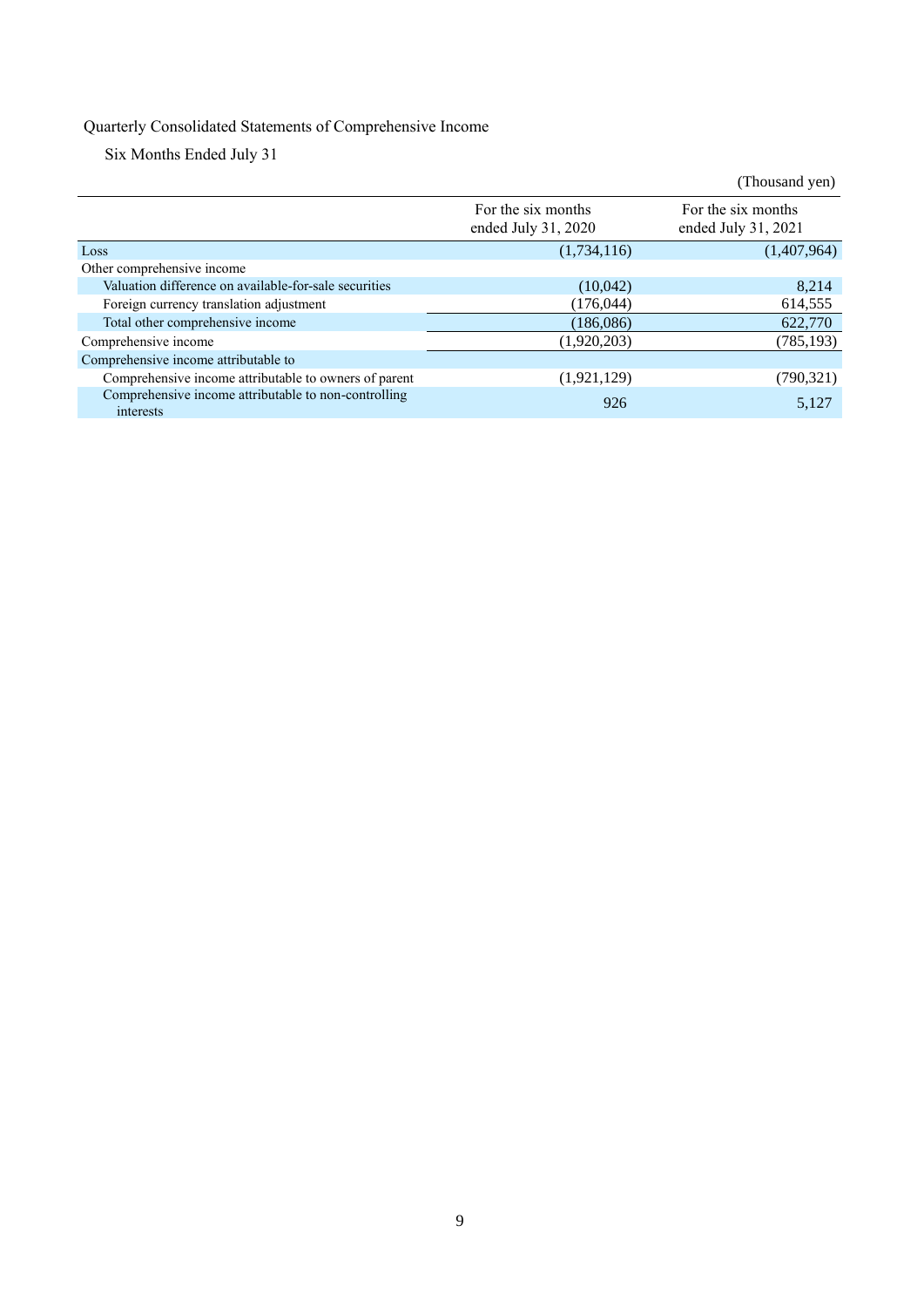Quarterly Consolidated Statements of Comprehensive Income

Six Months Ended July 31

(Thousand yen)

| | For the six months ended July 31, 2020 | For the six months ended July 31, 2021 |
|---|---|---|
| Loss | (1,734,116) | (1,407,964) |
| Other comprehensive income | | |
| Valuation difference on available-for-sale securities | (10,042) | 8,214 |
| Foreign currency translation adjustment | (176,044) | 614,555 |
| Total other comprehensive income | (186,086) | 622,770 |
| Comprehensive income | (1,920,203) | (785,193) |
| Comprehensive income attributable to | | |
| Comprehensive income attributable to owners of parent | (1,921,129) | (790,321) |
| Comprehensive income attributable to non-controlling interests | 926 | 5,127 |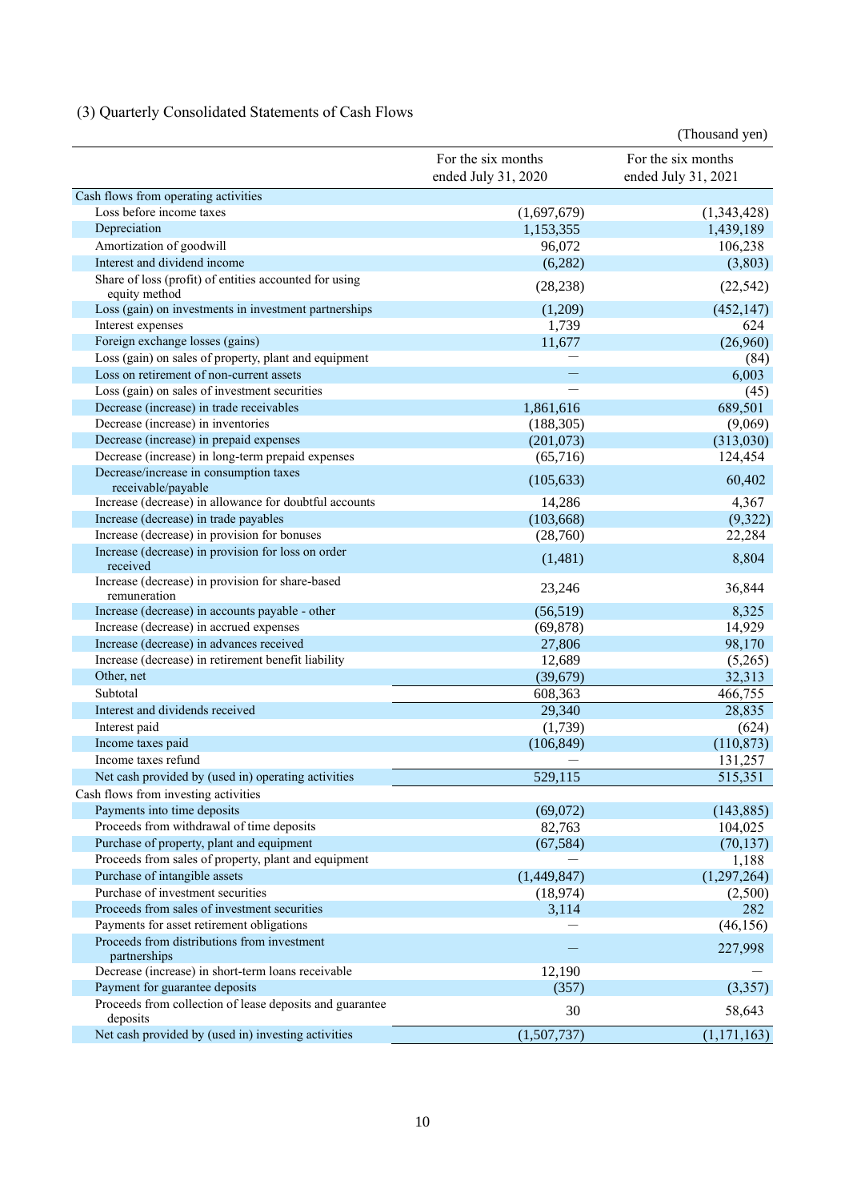### (3) Quarterly Consolidated Statements of Cash Flows

(Thousand yen)

| | For the six months ended July 31, 2020 | For the six months ended July 31, 2021 |
|---|---|---|
| Cash flows from operating activities | | |
| Loss before income taxes | (1,697,679) | (1,343,428) |
| Depreciation | 1,153,355 | 1,439,189 |
| Amortization of goodwill | 96,072 | 106,238 |
| Interest and dividend income | (6,282) | (3,803) |
| Share of loss (profit) of entities accounted for using equity method | (28,238) | (22,542) |
| Loss (gain) on investments in investment partnerships | (1,209) | (452,147) |
| Interest expenses | 1,739 | 624 |
| Foreign exchange losses (gains) | 11,677 | (26,960) |
| Loss (gain) on sales of property, plant and equipment | — | (84) |
| Loss on retirement of non-current assets | — | 6,003 |
| Loss (gain) on sales of investment securities | — | (45) |
| Decrease (increase) in trade receivables | 1,861,616 | 689,501 |
| Decrease (increase) in inventories | (188,305) | (9,069) |
| Decrease (increase) in prepaid expenses | (201,073) | (313,030) |
| Decrease (increase) in long-term prepaid expenses | (65,716) | 124,454 |
| Decrease/increase in consumption taxes receivable/payable | (105,633) | 60,402 |
| Increase (decrease) in allowance for doubtful accounts | 14,286 | 4,367 |
| Increase (decrease) in trade payables | (103,668) | (9,322) |
| Increase (decrease) in provision for bonuses | (28,760) | 22,284 |
| Increase (decrease) in provision for loss on order received | (1,481) | 8,804 |
| Increase (decrease) in provision for share-based remuneration | 23,246 | 36,844 |
| Increase (decrease) in accounts payable - other | (56,519) | 8,325 |
| Increase (decrease) in accrued expenses | (69,878) | 14,929 |
| Increase (decrease) in advances received | 27,806 | 98,170 |
| Increase (decrease) in retirement benefit liability | 12,689 | (5,265) |
| Other, net | (39,679) | 32,313 |
| Subtotal | 608,363 | 466,755 |
| Interest and dividends received | 29,340 | 28,835 |
| Interest paid | (1,739) | (624) |
| Income taxes paid | (106,849) | (110,873) |
| Income taxes refund | — | 131,257 |
| Net cash provided by (used in) operating activities | 529,115 | 515,351 |
| Cash flows from investing activities | | |
| Payments into time deposits | (69,072) | (143,885) |
| Proceeds from withdrawal of time deposits | 82,763 | 104,025 |
| Purchase of property, plant and equipment | (67,584) | (70,137) |
| Proceeds from sales of property, plant and equipment | — | 1,188 |
| Purchase of intangible assets | (1,449,847) | (1,297,264) |
| Purchase of investment securities | (18,974) | (2,500) |
| Proceeds from sales of investment securities | 3,114 | 282 |
| Payments for asset retirement obligations | — | (46,156) |
| Proceeds from distributions from investment partnerships | — | 227,998 |
| Decrease (increase) in short-term loans receivable | 12,190 | — |
| Payment for guarantee deposits | (357) | (3,357) |
| Proceeds from collection of lease deposits and guarantee deposits | 30 | 58,643 |
| Net cash provided by (used in) investing activities | (1,507,737) | (1,171,163) |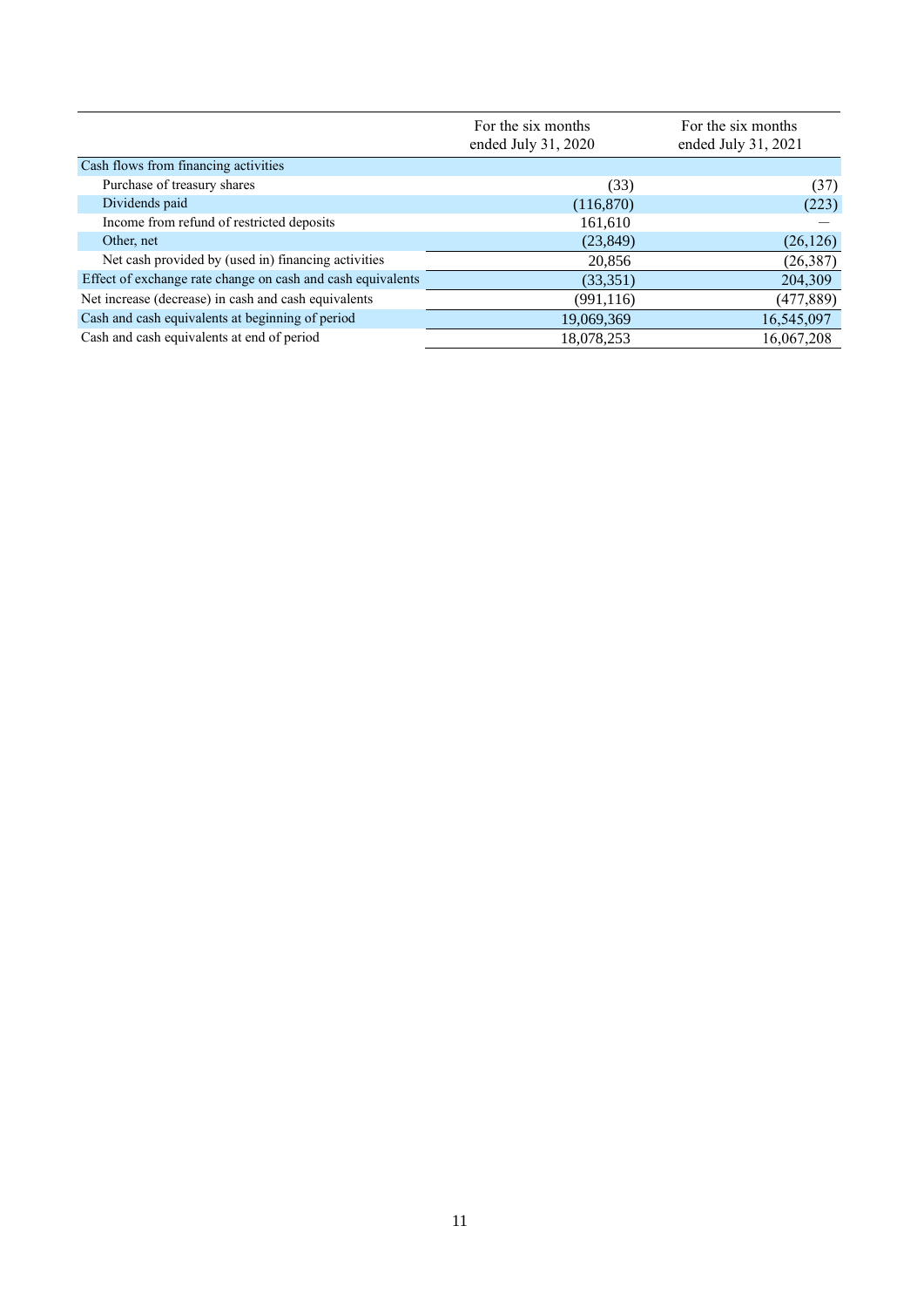| | For the six months ended July 31, 2020 | For the six months ended July 31, 2021 |
|---|---|---|
| Cash flows from financing activities | | |
| Purchase of treasury shares | (33) | (37) |
| Dividends paid | (116,870) | (223) |
| Income from refund of restricted deposits | 161,610 | — |
| Other, net | (23,849) | (26,126) |
| Net cash provided by (used in) financing activities | 20,856 | (26,387) |
| Effect of exchange rate change on cash and cash equivalents | (33,351) | 204,309 |
| Net increase (decrease) in cash and cash equivalents | (991,116) | (477,889) |
| Cash and cash equivalents at beginning of period | 19,069,369 | 16,545,097 |
| Cash and cash equivalents at end of period | 18,078,253 | 16,067,208 |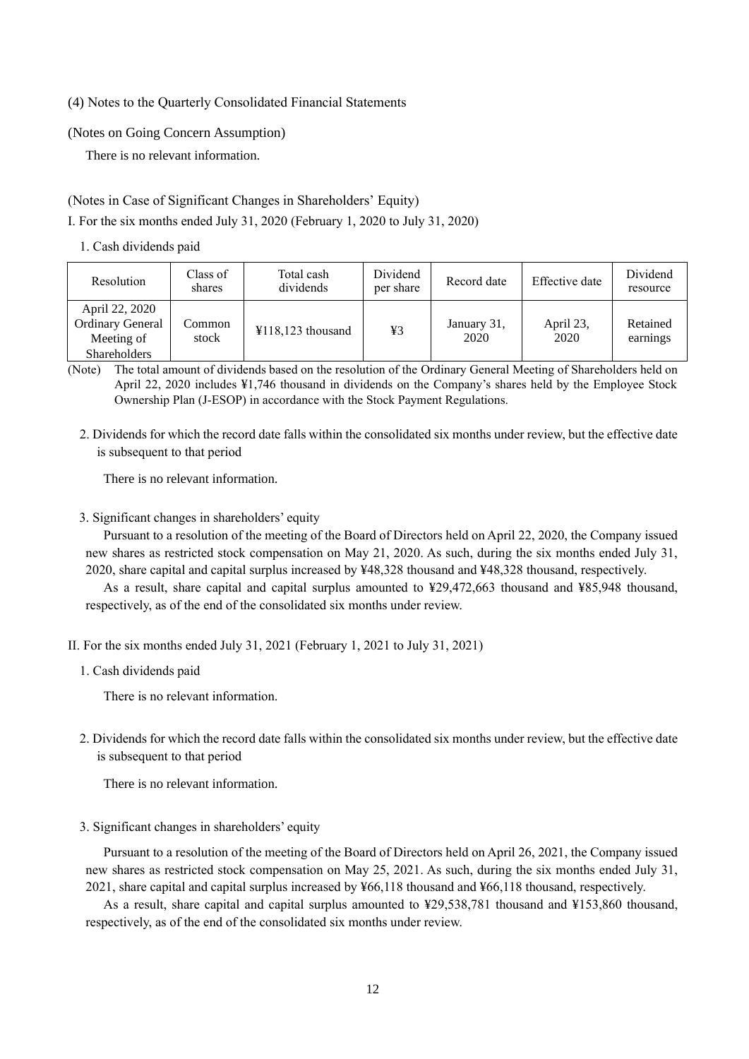(4) Notes to the Quarterly Consolidated Financial Statements

(Notes on Going Concern Assumption)

There is no relevant information.

(Notes in Case of Significant Changes in Shareholders' Equity)

I. For the six months ended July 31, 2020 (February 1, 2020 to July 31, 2020)

1. Cash dividends paid

| Resolution | Class of shares | Total cash dividends | Dividend per share | Record date | Effective date | Dividend resource |
|---|---|---|---|---|---|---|
| April 22, 2020 Ordinary General Meeting of Shareholders | Common stock | ¥118,123 thousand | ¥3 | January 31, 2020 | April 23, 2020 | Retained earnings |

(Note) The total amount of dividends based on the resolution of the Ordinary General Meeting of Shareholders held on April 22, 2020 includes ¥1,746 thousand in dividends on the Company's shares held by the Employee Stock Ownership Plan (J-ESOP) in accordance with the Stock Payment Regulations.

2. Dividends for which the record date falls within the consolidated six months under review, but the effective date is subsequent to that period

There is no relevant information.

3. Significant changes in shareholders' equity

Pursuant to a resolution of the meeting of the Board of Directors held on April 22, 2020, the Company issued new shares as restricted stock compensation on May 21, 2020. As such, during the six months ended July 31, 2020, share capital and capital surplus increased by ¥48,328 thousand and ¥48,328 thousand, respectively.

As a result, share capital and capital surplus amounted to ¥29,472,663 thousand and ¥85,948 thousand, respectively, as of the end of the consolidated six months under review.

II. For the six months ended July 31, 2021 (February 1, 2021 to July 31, 2021)

1. Cash dividends paid

There is no relevant information.

2. Dividends for which the record date falls within the consolidated six months under review, but the effective date is subsequent to that period

There is no relevant information.

3. Significant changes in shareholders' equity

Pursuant to a resolution of the meeting of the Board of Directors held on April 26, 2021, the Company issued new shares as restricted stock compensation on May 25, 2021. As such, during the six months ended July 31, 2021, share capital and capital surplus increased by ¥66,118 thousand and ¥66,118 thousand, respectively.

As a result, share capital and capital surplus amounted to ¥29,538,781 thousand and ¥153,860 thousand, respectively, as of the end of the consolidated six months under review.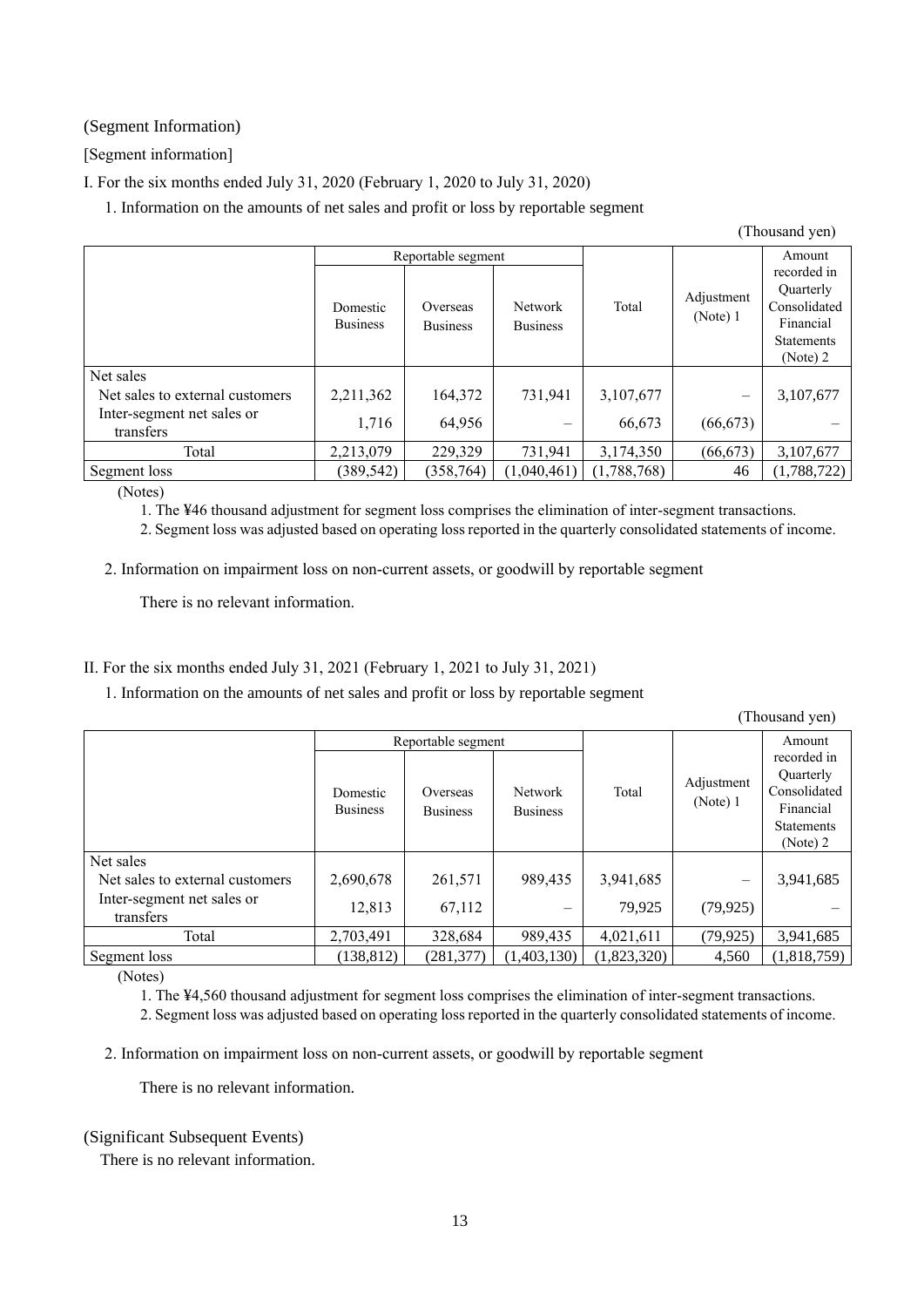(Segment Information)

[Segment information]

I. For the six months ended July 31, 2020 (February 1, 2020 to July 31, 2020)

1. Information on the amounts of net sales and profit or loss by reportable segment

(Thousand yen)

| | Reportable segment | | | Total | Adjustment (Note) 1 | Amount recorded in Quarterly Consolidated Financial Statements (Note) 2 |
|---|---|---|---|---|---|---|
| | Domestic Business | Overseas Business | Network Business | | | |
| Net sales | | | | | | |
| Net sales to external customers | 2,211,362 | 164,372 | 731,941 | 3,107,677 | – | 3,107,677 |
| Inter-segment net sales or transfers | 1,716 | 64,956 | – | 66,673 | (66,673) | – |
| Total | 2,213,079 | 229,329 | 731,941 | 3,174,350 | (66,673) | 3,107,677 |
| Segment loss | (389,542) | (358,764) | (1,040,461) | (1,788,768) | 46 | (1,788,722) |

(Notes)

1. The ¥46 thousand adjustment for segment loss comprises the elimination of inter-segment transactions.
2. Segment loss was adjusted based on operating loss reported in the quarterly consolidated statements of income.

2. Information on impairment loss on non-current assets, or goodwill by reportable segment

There is no relevant information.

II. For the six months ended July 31, 2021 (February 1, 2021 to July 31, 2021)

1. Information on the amounts of net sales and profit or loss by reportable segment

(Thousand yen)

| | Reportable segment | | | Total | Adjustment (Note) 1 | Amount recorded in Quarterly Consolidated Financial Statements (Note) 2 |
|---|---|---|---|---|---|---|
| | Domestic Business | Overseas Business | Network Business | | | |
| Net sales | | | | | | |
| Net sales to external customers | 2,690,678 | 261,571 | 989,435 | 3,941,685 | – | 3,941,685 |
| Inter-segment net sales or transfers | 12,813 | 67,112 | – | 79,925 | (79,925) | – |
| Total | 2,703,491 | 328,684 | 989,435 | 4,021,611 | (79,925) | 3,941,685 |
| Segment loss | (138,812) | (281,377) | (1,403,130) | (1,823,320) | 4,560 | (1,818,759) |

(Notes)

1. The ¥4,560 thousand adjustment for segment loss comprises the elimination of inter-segment transactions.
2. Segment loss was adjusted based on operating loss reported in the quarterly consolidated statements of income.

2. Information on impairment loss on non-current assets, or goodwill by reportable segment

There is no relevant information.

(Significant Subsequent Events)

There is no relevant information.